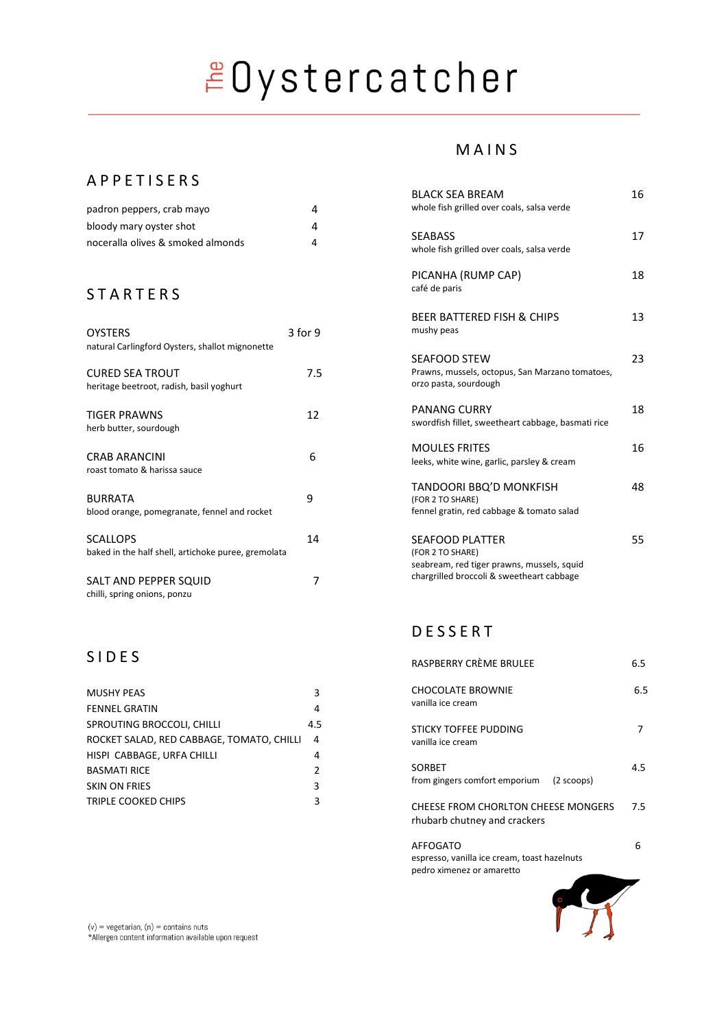# The Oystercatcher

## APPETISERS

| | |
|---|---|
| padron peppers, crab mayo | 4 |
| bloody mary oyster shot | 4 |
| noceralla olives & smoked almonds | 4 |

## STARTERS

OYSTERS — 3 for 9
natural Carlingford Oysters, shallot mignonette

CURED SEA TROUT — 7.5
heritage beetroot, radish, basil yoghurt

TIGER PRAWNS — 12
herb butter, sourdough

CRAB ARANCINI — 6
roast tomato & harissa sauce

BURRATA — 9
blood orange, pomegranate, fennel and rocket

SCALLOPS — 14
baked in the half shell, artichoke puree, gremolata

SALT AND PEPPER SQUID — 7
chilli, spring onions, ponzu

## SIDES

| | |
|---|---|
| MUSHY PEAS | 3 |
| FENNEL GRATIN | 4 |
| SPROUTING BROCCOLI, CHILLI | 4.5 |
| ROCKET SALAD, RED CABBAGE, TOMATO, CHILLI | 4 |
| HISPI CABBAGE, URFA CHILLI | 4 |
| BASMATI RICE | 2 |
| SKIN ON FRIES | 3 |
| TRIPLE COOKED CHIPS | 3 |

## MAINS

BLACK SEA BREAM — 16
whole fish grilled over coals, salsa verde

SEABASS — 17
whole fish grilled over coals, salsa verde

PICANHA (RUMP CAP) — 18
café de paris

BEER BATTERED FISH & CHIPS — 13
mushy peas

SEAFOOD STEW — 23
Prawns, mussels, octopus, San Marzano tomatoes, orzo pasta, sourdough

PANANG CURRY — 18
swordfish fillet, sweetheart cabbage, basmati rice

MOULES FRITES — 16
leeks, white wine, garlic, parsley & cream

TANDOORI BBQ'D MONKFISH — 48
(FOR 2 TO SHARE)
fennel gratin, red cabbage & tomato salad

SEAFOOD PLATTER — 55
(FOR 2 TO SHARE)
seabream, red tiger prawns, mussels, squid
chargrilled broccoli & sweetheart cabbage

## DESSERT

RASPBERRY CRÈME BRULEE — 6.5

CHOCOLATE BROWNIE — 6.5
vanilla ice cream

STICKY TOFFEE PUDDING — 7
vanilla ice cream

SORBET — 4.5
from gingers comfort emporium (2 scoops)

CHEESE FROM CHORLTON CHEESE MONGERS — 7.5
rhubarb chutney and crackers

AFFOGATO — 6
espresso, vanilla ice cream, toast hazelnuts
pedro ximenez or amaretto

(v) = vegetarian, (n) = contains nuts
*Allergen content information available upon request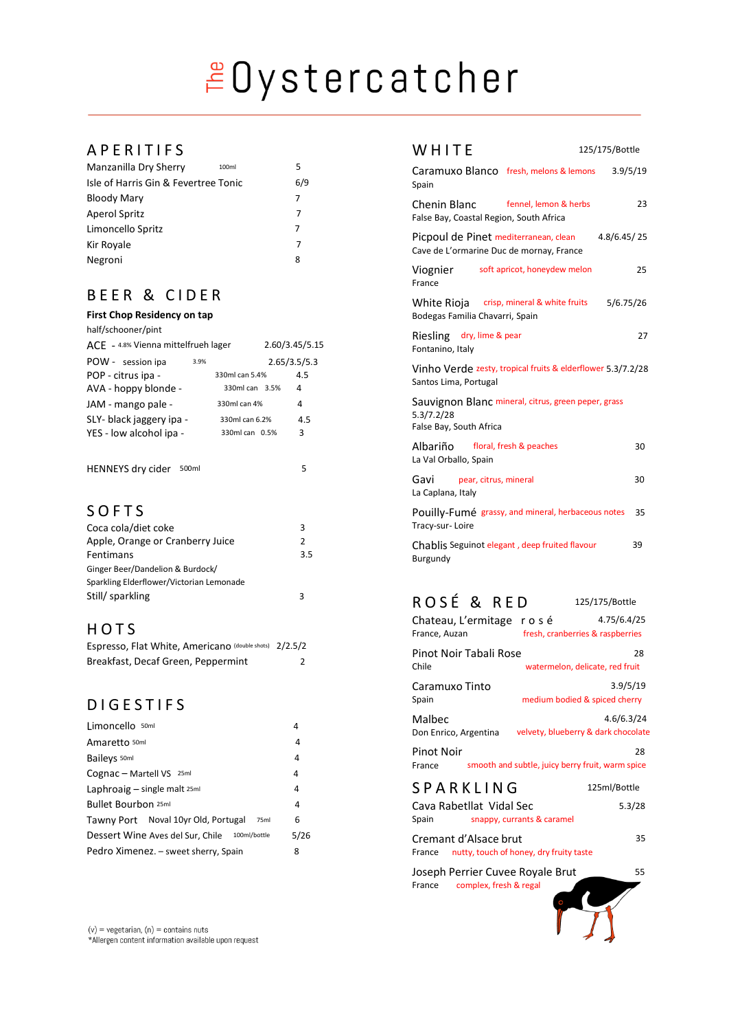# The Oystercatcher

## APERITIFS

| | | |
|---|---|---|
| Manzanilla Dry Sherry | 100ml | 5 |
| Isle of Harris Gin & Fevertree Tonic | | 6/9 |
| Bloody Mary | | 7 |
| Aperol Spritz | | 7 |
| Limoncello Spritz | | 7 |
| Kir Royale | | 7 |
| Negroni | | 8 |

## BEER & CIDER

**First Chop Residency on tap**

half/schooner/pint

| | | |
|---|---|---|
| ACE - 4.8% Vienna mittelfrueh lager | | 2.60/3.45/5.15 |
| POW - session ipa | 3.9% | 2.65/3.5/5.3 |
| POP - citrus ipa - | 330ml can 5.4% | 4.5 |
| AVA - hoppy blonde - | 330ml can 3.5% | 4 |
| JAM - mango pale - | 330ml can 4% | 4 |
| SLY- black jaggery ipa - | 330ml can 6.2% | 4.5 |
| YES - low alcohol ipa - | 330ml can 0.5% | 3 |

| | | |
|---|---|---|
| HENNEYS dry cider | 500ml | 5 |

## SOFTS

| | |
|---|---|
| Coca cola/diet coke | 3 |
| Apple, Orange or Cranberry Juice | 2 |
| Fentimans | 3.5 |

Ginger Beer/Dandelion & Burdock/
Sparkling Elderflower/Victorian Lemonade

| | |
|---|---|
| Still/ sparkling | 3 |

## HOTS

| | |
|---|---|
| Espresso, Flat White, Americano (double shots) | 2/2.5/2 |
| Breakfast, Decaf Green, Peppermint | 2 |

## DIGESTIFS

| | | |
|---|---|---|
| Limoncello | 50ml | 4 |
| Amaretto | 50ml | 4 |
| Baileys | 50ml | 4 |
| Cognac – Martell VS | 25ml | 4 |
| Laphroaig – single malt | 25ml | 4 |
| Bullet Bourbon | 25ml | 4 |
| Tawny Port Noval 10yr Old, Portugal | 75ml | 6 |
| Dessert Wine Aves del Sur, Chile | 100ml/bottle | 5/26 |
| Pedro Ximenez. – sweet sherry, Spain | | 8 |

(v) = vegetarian, (n) = contains nuts
*Allergen content information available upon request

## WHITE

125/175/Bottle

| Wine | Notes | Price |
|---|---|---|
| Caramuxo Blanco<br>Spain | fresh, melons & lemons | 3.9/5/19 |
| Chenin Blanc<br>False Bay, Coastal Region, South Africa | fennel, lemon & herbs | 23 |
| Picpoul de Pinet<br>Cave de L'ormarine Duc de mornay, France | mediterranean, clean | 4.8/6.45/ 25 |
| Viognier<br>France | soft apricot, honeydew melon | 25 |
| White Rioja<br>Bodegas Familia Chavarri, Spain | crisp, mineral & white fruits | 5/6.75/26 |
| Riesling<br>Fontanino, Italy | dry, lime & pear | 27 |
| Vinho Verde<br>Santos Lima, Portugal | zesty, tropical fruits & elderflower | 5.3/7.2/28 |
| Sauvignon Blanc<br>False Bay, South Africa | mineral, citrus, green peper, grass | 5.3/7.2/28 |
| Albariño<br>La Val Orballo, Spain | floral, fresh & peaches | 30 |
| Gavi<br>La Caplana, Italy | pear, citrus, mineral | 30 |
| Pouilly-Fumé<br>Tracy-sur- Loire | grassy, and mineral, herbaceous notes | 35 |
| Chablis Seguinot<br>Burgundy | elegant , deep fruited flavour | 39 |

## ROSÉ & RED

125/175/Bottle

| Wine | Notes | Price |
|---|---|---|
| Chateau, L'ermitage rosé<br>France, Auzan | fresh, cranberries & raspberries | 4.75/6.4/25 |
| Pinot Noir Tabali Rose<br>Chile | watermelon, delicate, red fruit | 28 |
| Caramuxo Tinto<br>Spain | medium bodied & spiced cherry | 3.9/5/19 |
| Malbec<br>Don Enrico, Argentina | velvety, blueberry & dark chocolate | 4.6/6.3/24 |
| Pinot Noir<br>France | smooth and subtle, juicy berry fruit, warm spice | 28 |

## SPARKLING

125ml/Bottle

| Wine | Notes | Price |
|---|---|---|
| Cava Rabetllat Vidal Sec<br>Spain | snappy, currants & caramel | 5.3/28 |
| Cremant d'Alsace brut<br>France | nutty, touch of honey, dry fruity taste | 35 |
| Joseph Perrier Cuvee Royale Brut<br>France | complex, fresh & regal | 55 |